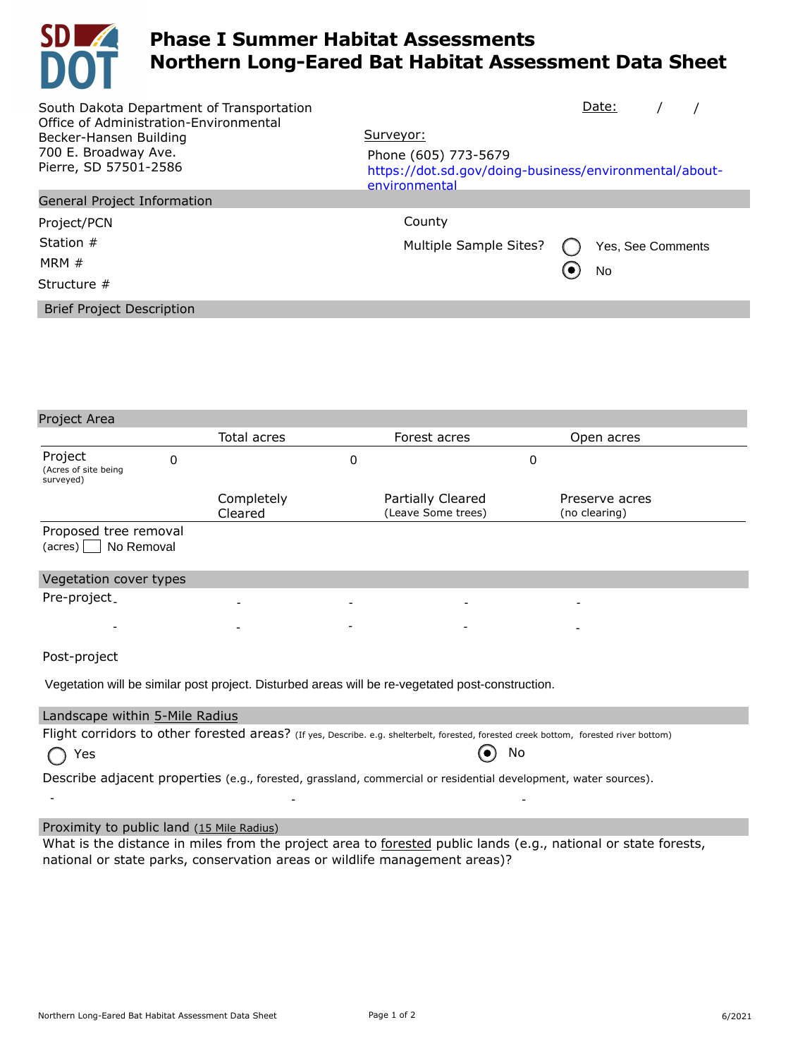# Phase I Summer Habitat Assessments
# Northern Long-Eared Bat Habitat Assessment Data Sheet

South Dakota Department of Transportation
Office of Administration-Environmental
Becker-Hansen Building
700 E. Broadway Ave.
Pierre, SD 57501-2586

Date: / /

Surveyor:

Phone (605) 773-5679
https://dot.sd.gov/doing-business/environmental/about-environmental

## General Project Information

Project/PCN

Station #

MRM #

Structure #

County

Multiple Sample Sites? ◯ Yes, See Comments ◉ No

## Brief Project Description

## Project Area

| | Total acres | Forest acres | Open acres |
|---|---|---|---|
| Project (Acres of site being surveyed) | 0 | 0 | 0 |
| | Completely Cleared | Partially Cleared (Leave Some trees) | Preserve acres (no clearing) |
| Proposed tree removal (acres) ☐ No Removal | | | |

## Vegetation cover types

Pre-project - - - - -

- - - - -

Post-project

Vegetation will be similar post project. Disturbed areas will be re-vegetated post-construction.

## Landscape within 5-Mile Radius

Flight corridors to other forested areas? (If yes, Describe. e.g. shelterbelt, forested, forested creek bottom, forested river bottom)

◯ Yes ◉ No

Describe adjacent properties (e.g., forested, grassland, commercial or residential development, water sources).

- - -

## Proximity to public land (15 Mile Radius)

What is the distance in miles from the project area to forested public lands (e.g., national or state forests, national or state parks, conservation areas or wildlife management areas)?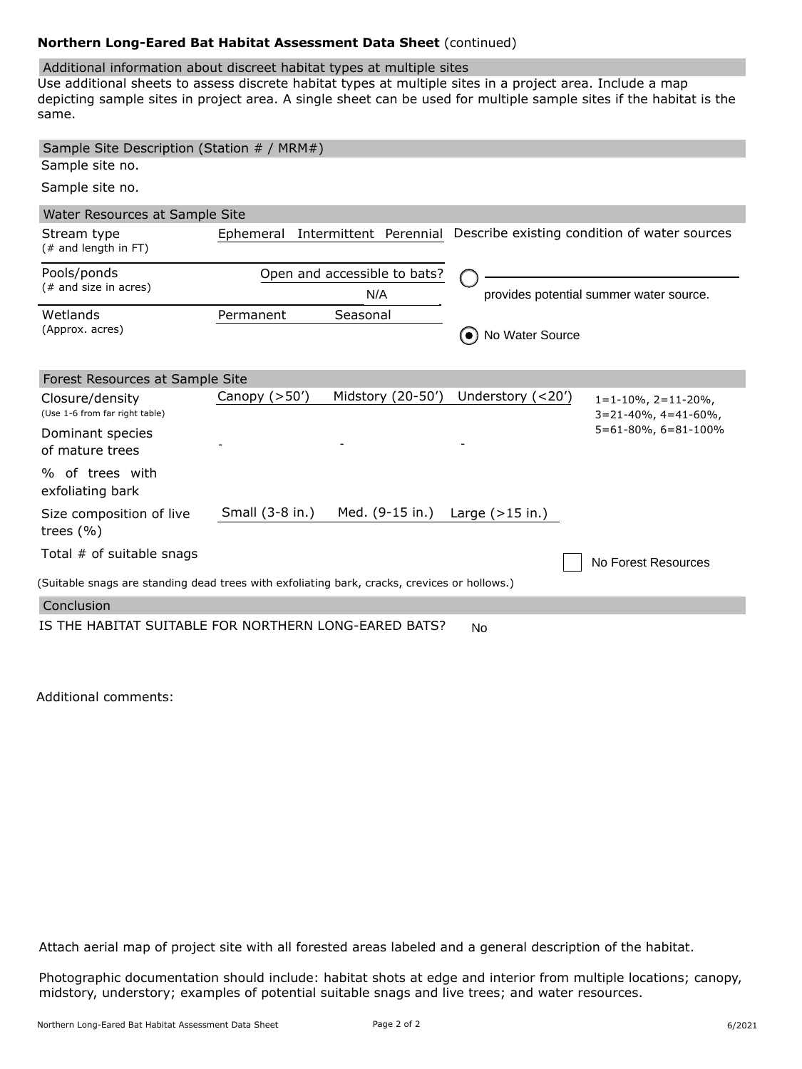**Northern Long-Eared Bat Habitat Assessment Data Sheet** (continued)

## Additional information about discreet habitat types at multiple sites

Use additional sheets to assess discrete habitat types at multiple sites in a project area. Include a map depicting sample sites in project area. A single sheet can be used for multiple sample sites if the habitat is the same.

## Sample Site Description (Station # / MRM#)

Sample site no.

Sample site no.

## Water Resources at Sample Site

| | | | | |
|---|---|---|---|---|
| Stream type (# and length in FT) | Ephemeral | Intermittent | Perennial | Describe existing condition of water sources |
| Pools/ponds (# and size in acres) | | Open and accessible to bats? N/A | | ○ ________ provides potential summer water source. |
| Wetlands (Approx. acres) | Permanent | Seasonal | | ◉ No Water Source |

## Forest Resources at Sample Site

| | Canopy (>50') | Midstory (20-50') | Understory (<20') | |
|---|---|---|---|---|
| Closure/density (Use 1-6 from far right table) | | | | 1=1-10%, 2=11-20%, 3=21-40%, 4=41-60%, 5=61-80%, 6=81-100% |
| Dominant species of mature trees | - | - | - | |
| % of trees with exfoliating bark | | | | |
| Size composition of live trees (%) | Small (3-8 in.) | Med. (9-15 in.) | Large (>15 in.) | |
| Total # of suitable snags | | | | ☐ No Forest Resources |

(Suitable snags are standing dead trees with exfoliating bark, cracks, crevices or hollows.)

## Conclusion

IS THE HABITAT SUITABLE FOR NORTHERN LONG-EARED BATS? No

Additional comments:

Attach aerial map of project site with all forested areas labeled and a general description of the habitat.

Photographic documentation should include: habitat shots at edge and interior from multiple locations; canopy, midstory, understory; examples of potential suitable snags and live trees; and water resources.